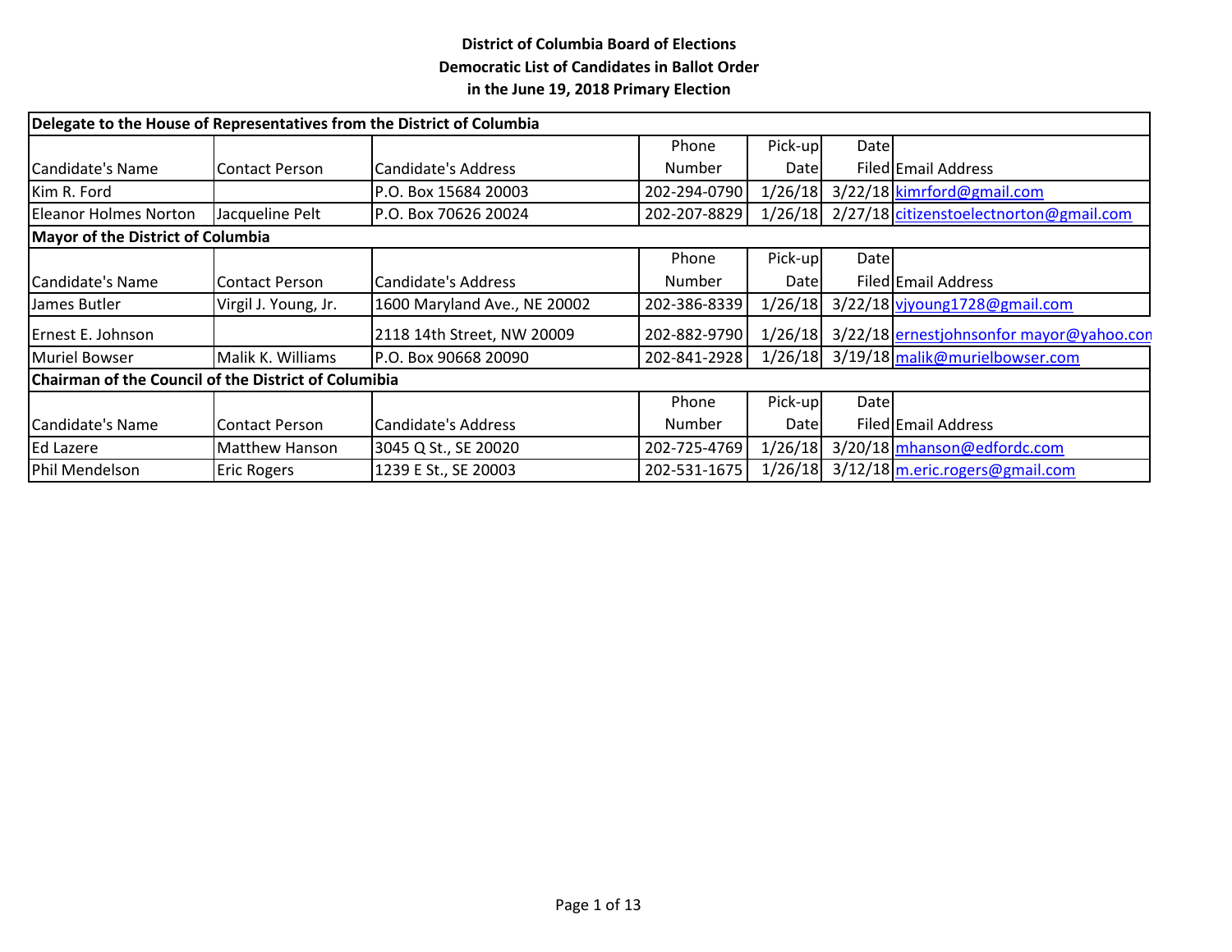**District of Columbia Board of Elections**
**Democratic List of Candidates in Ballot Order**
**in the June 19, 2018 Primary Election**

**Delegate to the House of Representatives from the District of Columbia**

| Candidate's Name | Contact Person | Candidate's Address | Phone Number | Pick-up Date | Date Filed | Email Address |
|---|---|---|---|---|---|---|
| Kim R. Ford | | P.O. Box 15684 20003 | 202-294-0790 | 1/26/18 | 3/22/18 | kimrford@gmail.com |
| Eleanor Holmes Norton | Jacqueline Pelt | P.O. Box 70626 20024 | 202-207-8829 | 1/26/18 | 2/27/18 | citizenstoelectnorton@gmail.com |

**Mayor of the District of Columbia**

| Candidate's Name | Contact Person | Candidate's Address | Phone Number | Pick-up Date | Date Filed | Email Address |
|---|---|---|---|---|---|---|
| James Butler | Virgil J. Young, Jr. | 1600 Maryland Ave., NE 20002 | 202-386-8339 | 1/26/18 | 3/22/18 | vjyoung1728@gmail.com |
| Ernest E. Johnson | | 2118 14th Street, NW 20009 | 202-882-9790 | 1/26/18 | 3/22/18 | ernestjohnsonfor mayor@yahoo.com |
| Muriel Bowser | Malik K. Williams | P.O. Box 90668 20090 | 202-841-2928 | 1/26/18 | 3/19/18 | malik@murielbowser.com |

**Chairman of the Council of the District of Columibia**

| Candidate's Name | Contact Person | Candidate's Address | Phone Number | Pick-up Date | Date Filed | Email Address |
|---|---|---|---|---|---|---|
| Ed Lazere | Matthew Hanson | 3045 Q St., SE 20020 | 202-725-4769 | 1/26/18 | 3/20/18 | mhanson@edfordc.com |
| Phil Mendelson | Eric Rogers | 1239 E St., SE 20003 | 202-531-1675 | 1/26/18 | 3/12/18 | m.eric.rogers@gmail.com |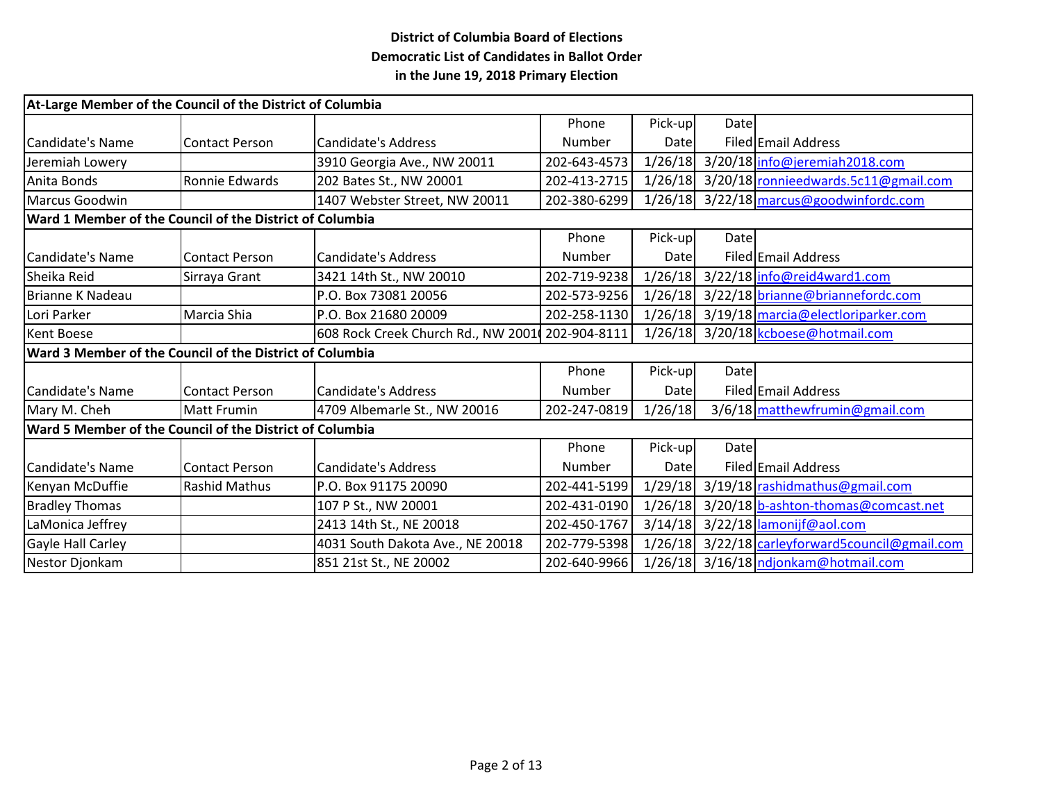**District of Columbia Board of Elections**
**Democratic List of Candidates in Ballot Order**
**in the June 19, 2018 Primary Election**

**At-Large Member of the Council of the District of Columbia**

| Candidate's Name | Contact Person | Candidate's Address | Phone Number | Pick-up Date | Date Filed | Email Address |
|---|---|---|---|---|---|---|
| Jeremiah Lowery | | 3910 Georgia Ave., NW 20011 | 202-643-4573 | 1/26/18 | 3/20/18 | info@jeremiah2018.com |
| Anita Bonds | Ronnie Edwards | 202 Bates St., NW 20001 | 202-413-2715 | 1/26/18 | 3/20/18 | ronnieedwards.5c11@gmail.com |
| Marcus Goodwin | | 1407 Webster Street, NW 20011 | 202-380-6299 | 1/26/18 | 3/22/18 | marcus@goodwinfordc.com |

**Ward 1 Member of the Council of the District of Columbia**

| Candidate's Name | Contact Person | Candidate's Address | Phone Number | Pick-up Date | Date Filed | Email Address |
|---|---|---|---|---|---|---|
| Sheika Reid | Sirraya Grant | 3421 14th St., NW 20010 | 202-719-9238 | 1/26/18 | 3/22/18 | info@reid4ward1.com |
| Brianne K Nadeau | | P.O. Box 73081 20056 | 202-573-9256 | 1/26/18 | 3/22/18 | brianne@briannefordc.com |
| Lori Parker | Marcia Shia | P.O. Box 21680 20009 | 202-258-1130 | 1/26/18 | 3/19/18 | marcia@electloriparker.com |
| Kent Boese | | 608 Rock Creek Church Rd., NW 2001( | 202-904-8111 | 1/26/18 | 3/20/18 | kcboese@hotmail.com |

**Ward 3 Member of the Council of the District of Columbia**

| Candidate's Name | Contact Person | Candidate's Address | Phone Number | Pick-up Date | Date Filed | Email Address |
|---|---|---|---|---|---|---|
| Mary M. Cheh | Matt Frumin | 4709 Albemarle St., NW 20016 | 202-247-0819 | 1/26/18 | 3/6/18 | matthewfrumin@gmail.com |

**Ward 5 Member of the Council of the District of Columbia**

| Candidate's Name | Contact Person | Candidate's Address | Phone Number | Pick-up Date | Date Filed | Email Address |
|---|---|---|---|---|---|---|
| Kenyan McDuffie | Rashid Mathus | P.O. Box 91175 20090 | 202-441-5199 | 1/29/18 | 3/19/18 | rashidmathus@gmail.com |
| Bradley Thomas | | 107 P St., NW 20001 | 202-431-0190 | 1/26/18 | 3/20/18 | b-ashton-thomas@comcast.net |
| LaMonica Jeffrey | | 2413 14th St., NE 20018 | 202-450-1767 | 3/14/18 | 3/22/18 | lamonijf@aol.com |
| Gayle Hall Carley | | 4031 South Dakota Ave., NE 20018 | 202-779-5398 | 1/26/18 | 3/22/18 | carleyforward5council@gmail.com |
| Nestor Djonkam | | 851 21st St., NE 20002 | 202-640-9966 | 1/26/18 | 3/16/18 | ndjonkam@hotmail.com |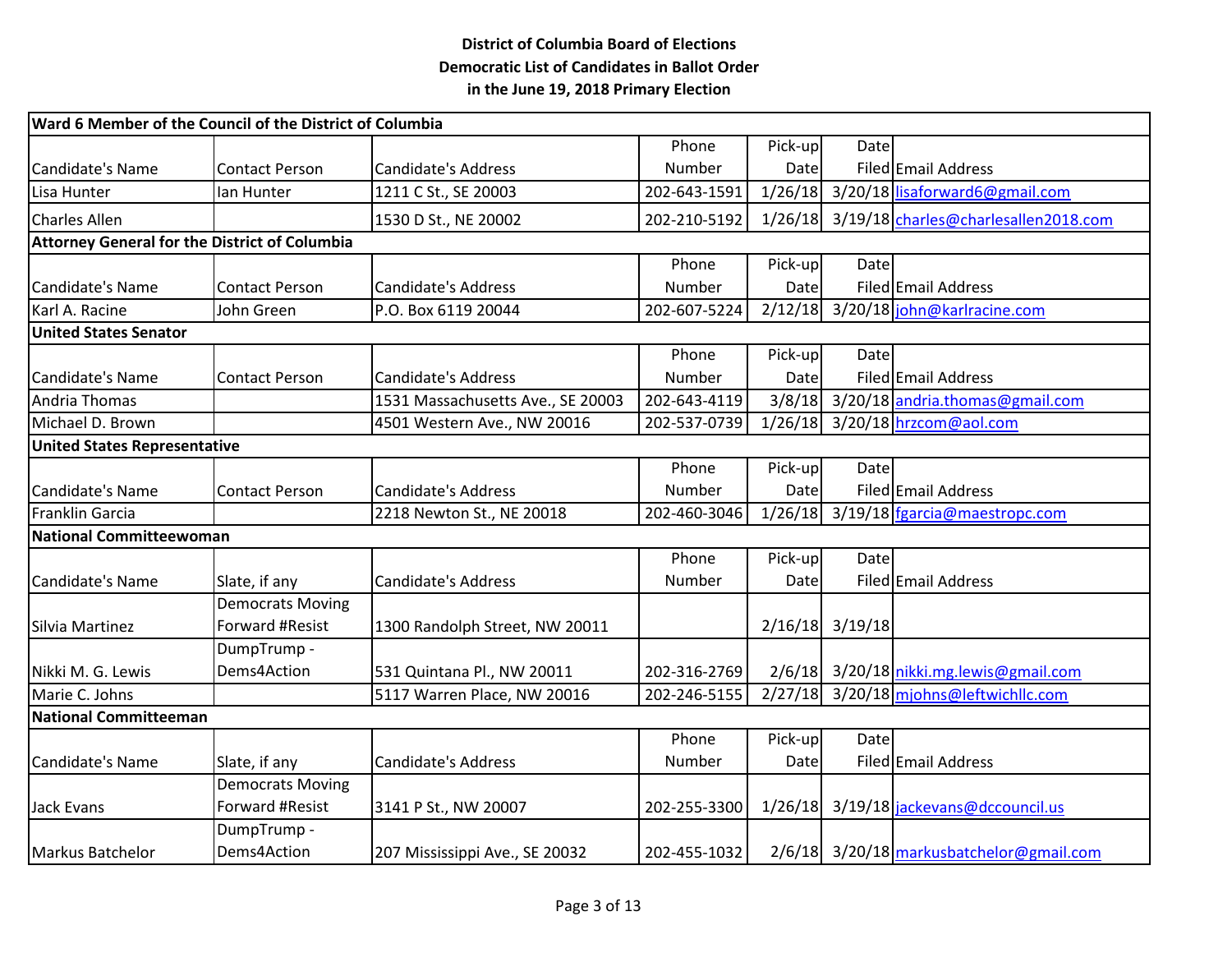**District of Columbia Board of Elections**
**Democratic List of Candidates in Ballot Order**
**in the June 19, 2018 Primary Election**

| **Ward 6 Member of the Council of the District of Columbia** | | | | | | |
|---|---|---|---|---|---|---|
| Candidate's Name | Contact Person | Candidate's Address | Phone Number | Pick-up Date | Date Filed | Email Address |
| Lisa Hunter | Ian Hunter | 1211 C St., SE 20003 | 202-643-1591 | 1/26/18 | 3/20/18 | lisaforward6@gmail.com |
| Charles Allen | | 1530 D St., NE 20002 | 202-210-5192 | 1/26/18 | 3/19/18 | charles@charlesallen2018.com |
| **Attorney General for the District of Columbia** | | | | | | |
| Candidate's Name | Contact Person | Candidate's Address | Phone Number | Pick-up Date | Date Filed | Email Address |
| Karl A. Racine | John Green | P.O. Box 6119 20044 | 202-607-5224 | 2/12/18 | 3/20/18 | john@karlracine.com |
| **United States Senator** | | | | | | |
| Candidate's Name | Contact Person | Candidate's Address | Phone Number | Pick-up Date | Date Filed | Email Address |
| Andria Thomas | | 1531 Massachusetts Ave., SE 20003 | 202-643-4119 | 3/8/18 | 3/20/18 | andria.thomas@gmail.com |
| Michael D. Brown | | 4501 Western Ave., NW 20016 | 202-537-0739 | 1/26/18 | 3/20/18 | hrzcom@aol.com |
| **United States Representative** | | | | | | |
| Candidate's Name | Contact Person | Candidate's Address | Phone Number | Pick-up Date | Date Filed | Email Address |
| Franklin Garcia | | 2218 Newton St., NE 20018 | 202-460-3046 | 1/26/18 | 3/19/18 | fgarcia@maestropc.com |
| **National Committeewoman** | | | | | | |
| Candidate's Name | Slate, if any | Candidate's Address | Phone Number | Pick-up Date | Date Filed | Email Address |
| Silvia Martinez | Democrats Moving Forward #Resist | 1300 Randolph Street, NW 20011 | | 2/16/18 | 3/19/18 | |
| Nikki M. G. Lewis | DumpTrump - Dems4Action | 531 Quintana Pl., NW 20011 | 202-316-2769 | 2/6/18 | 3/20/18 | nikki.mg.lewis@gmail.com |
| Marie C. Johns | | 5117 Warren Place, NW 20016 | 202-246-5155 | 2/27/18 | 3/20/18 | mjohns@leftwichllc.com |
| **National Committeeman** | | | | | | |
| Candidate's Name | Slate, if any | Candidate's Address | Phone Number | Pick-up Date | Date Filed | Email Address |
| Jack Evans | Democrats Moving Forward #Resist | 3141 P St., NW 20007 | 202-255-3300 | 1/26/18 | 3/19/18 | jackevans@dccouncil.us |
| Markus Batchelor | DumpTrump - Dems4Action | 207 Mississippi Ave., SE 20032 | 202-455-1032 | 2/6/18 | 3/20/18 | markusbatchelor@gmail.com |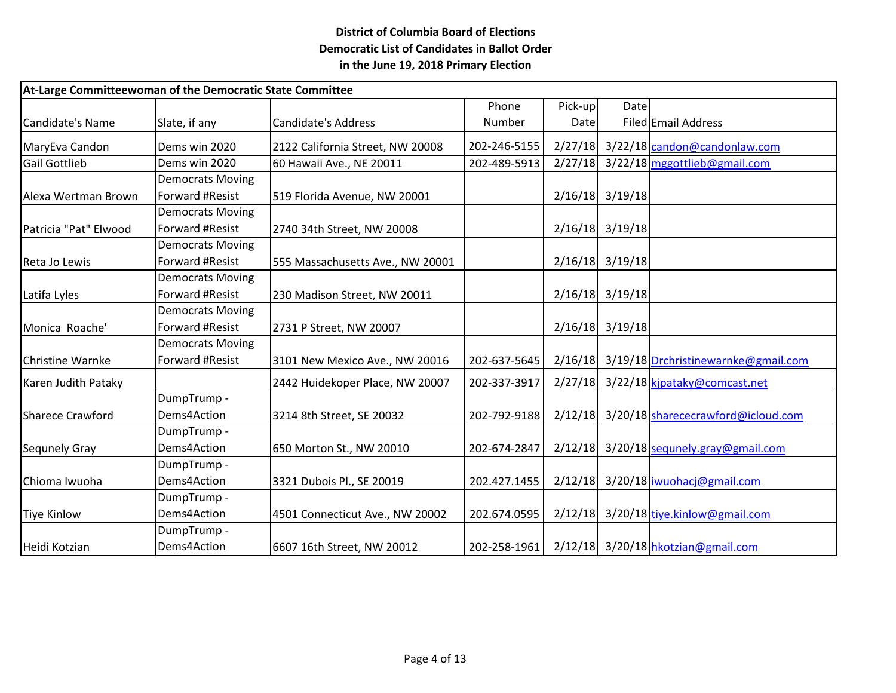**District of Columbia Board of Elections**
**Democratic List of Candidates in Ballot Order**
**in the June 19, 2018 Primary Election**

| **At-Large Committeewoman of the Democratic State Committee** | | | | | | |
|---|---|---|---|---|---|---|
| Candidate's Name | Slate, if any | Candidate's Address | Phone Number | Pick-up Date | Date Filed | Email Address |
| MaryEva Candon | Dems win 2020 | 2122 California Street, NW 20008 | 202-246-5155 | 2/27/18 | 3/22/18 | candon@candonlaw.com |
| Gail Gottlieb | Dems win 2020 | 60 Hawaii Ave., NE 20011 | 202-489-5913 | 2/27/18 | 3/22/18 | mggottlieb@gmail.com |
| Alexa Wertman Brown | Democrats Moving Forward #Resist | 519 Florida Avenue, NW 20001 | | 2/16/18 | 3/19/18 | |
| Patricia "Pat" Elwood | Democrats Moving Forward #Resist | 2740 34th Street, NW 20008 | | 2/16/18 | 3/19/18 | |
| Reta Jo Lewis | Democrats Moving Forward #Resist | 555 Massachusetts Ave., NW 20001 | | 2/16/18 | 3/19/18 | |
| Latifa Lyles | Democrats Moving Forward #Resist | 230 Madison Street, NW 20011 | | 2/16/18 | 3/19/18 | |
| Monica Roache' | Democrats Moving Forward #Resist | 2731 P Street, NW 20007 | | 2/16/18 | 3/19/18 | |
| Christine Warnke | Democrats Moving Forward #Resist | 3101 New Mexico Ave., NW 20016 | 202-637-5645 | 2/16/18 | 3/19/18 | Drchristinewarnke@gmail.com |
| Karen Judith Pataky | | 2442 Huidekoper Place, NW 20007 | 202-337-3917 | 2/27/18 | 3/22/18 | kjpataky@comcast.net |
| Sharece Crawford | DumpTrump - Dems4Action | 3214 8th Street, SE 20032 | 202-792-9188 | 2/12/18 | 3/20/18 | sharececrawford@icloud.com |
| Sequnely Gray | DumpTrump - Dems4Action | 650 Morton St., NW 20010 | 202-674-2847 | 2/12/18 | 3/20/18 | sequnely.gray@gmail.com |
| Chioma Iwuoha | DumpTrump - Dems4Action | 3321 Dubois Pl., SE 20019 | 202.427.1455 | 2/12/18 | 3/20/18 | iwuohacj@gmail.com |
| Tiye Kinlow | DumpTrump - Dems4Action | 4501 Connecticut Ave., NW 20002 | 202.674.0595 | 2/12/18 | 3/20/18 | tiye.kinlow@gmail.com |
| Heidi Kotzian | DumpTrump - Dems4Action | 6607 16th Street, NW 20012 | 202-258-1961 | 2/12/18 | 3/20/18 | hkotzian@gmail.com |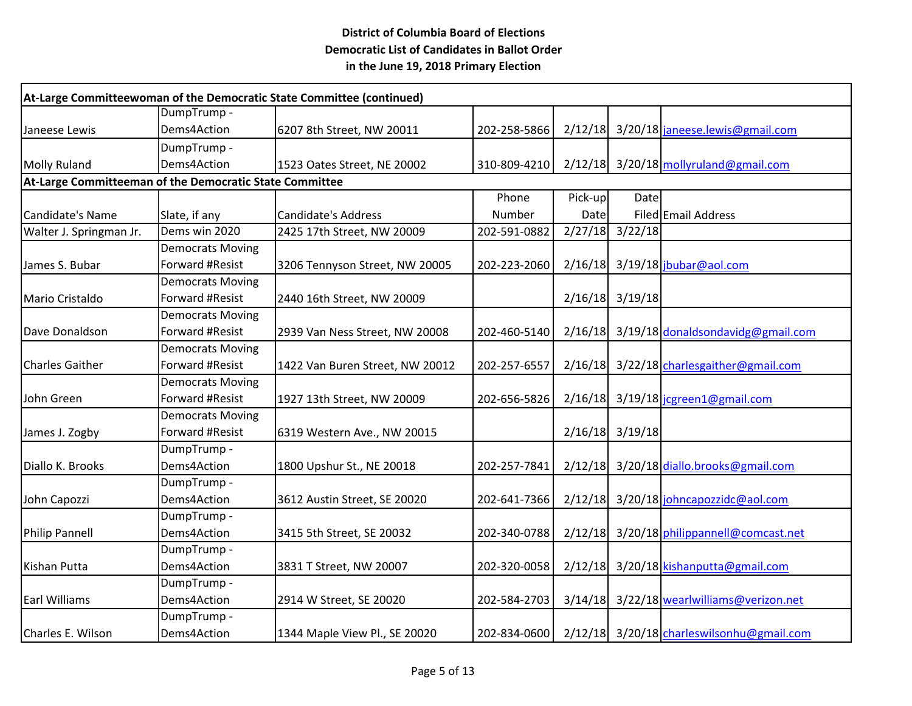**District of Columbia Board of Elections**
**Democratic List of Candidates in Ballot Order**
**in the June 19, 2018 Primary Election**

| Candidate's Name | Slate, if any | Candidate's Address | Phone Number | Pick-up Date | Date Filed | Email Address |
|---|---|---|---|---|---|---|
| **At-Large Committeewoman of the Democratic State Committee (continued)** | | | | | | |
| Janeese Lewis | DumpTrump - Dems4Action | 6207 8th Street, NW 20011 | 202-258-5866 | 2/12/18 | 3/20/18 | janeese.lewis@gmail.com |
| Molly Ruland | DumpTrump - Dems4Action | 1523 Oates Street, NE 20002 | 310-809-4210 | 2/12/18 | 3/20/18 | mollyruland@gmail.com |
| **At-Large Committeeman of the Democratic State Committee** | | | | | | |
| Walter J. Springman Jr. | Dems win 2020 | 2425 17th Street, NW 20009 | 202-591-0882 | 2/27/18 | 3/22/18 | |
| James S. Bubar | Democrats Moving Forward #Resist | 3206 Tennyson Street, NW 20005 | 202-223-2060 | 2/16/18 | 3/19/18 | jbubar@aol.com |
| Mario Cristaldo | Democrats Moving Forward #Resist | 2440 16th Street, NW 20009 | | 2/16/18 | 3/19/18 | |
| Dave Donaldson | Democrats Moving Forward #Resist | 2939 Van Ness Street, NW 20008 | 202-460-5140 | 2/16/18 | 3/19/18 | donaldsondavidg@gmail.com |
| Charles Gaither | Democrats Moving Forward #Resist | 1422 Van Buren Street, NW 20012 | 202-257-6557 | 2/16/18 | 3/22/18 | charlesgaither@gmail.com |
| John Green | Democrats Moving Forward #Resist | 1927 13th Street, NW 20009 | 202-656-5826 | 2/16/18 | 3/19/18 | jcgreen1@gmail.com |
| James J. Zogby | Democrats Moving Forward #Resist | 6319 Western Ave., NW 20015 | | 2/16/18 | 3/19/18 | |
| Diallo K. Brooks | DumpTrump - Dems4Action | 1800 Upshur St., NE 20018 | 202-257-7841 | 2/12/18 | 3/20/18 | diallo.brooks@gmail.com |
| John Capozzi | DumpTrump - Dems4Action | 3612 Austin Street, SE 20020 | 202-641-7366 | 2/12/18 | 3/20/18 | johncapozzidc@aol.com |
| Philip Pannell | DumpTrump - Dems4Action | 3415 5th Street, SE 20032 | 202-340-0788 | 2/12/18 | 3/20/18 | philippannell@comcast.net |
| Kishan Putta | DumpTrump - Dems4Action | 3831 T Street, NW 20007 | 202-320-0058 | 2/12/18 | 3/20/18 | kishanputta@gmail.com |
| Earl Williams | DumpTrump - Dems4Action | 2914 W Street, SE 20020 | 202-584-2703 | 3/14/18 | 3/22/18 | wearlwilliams@verizon.net |
| Charles E. Wilson | DumpTrump - Dems4Action | 1344 Maple View Pl., SE 20020 | 202-834-0600 | 2/12/18 | 3/20/18 | charleswilsonhu@gmail.com |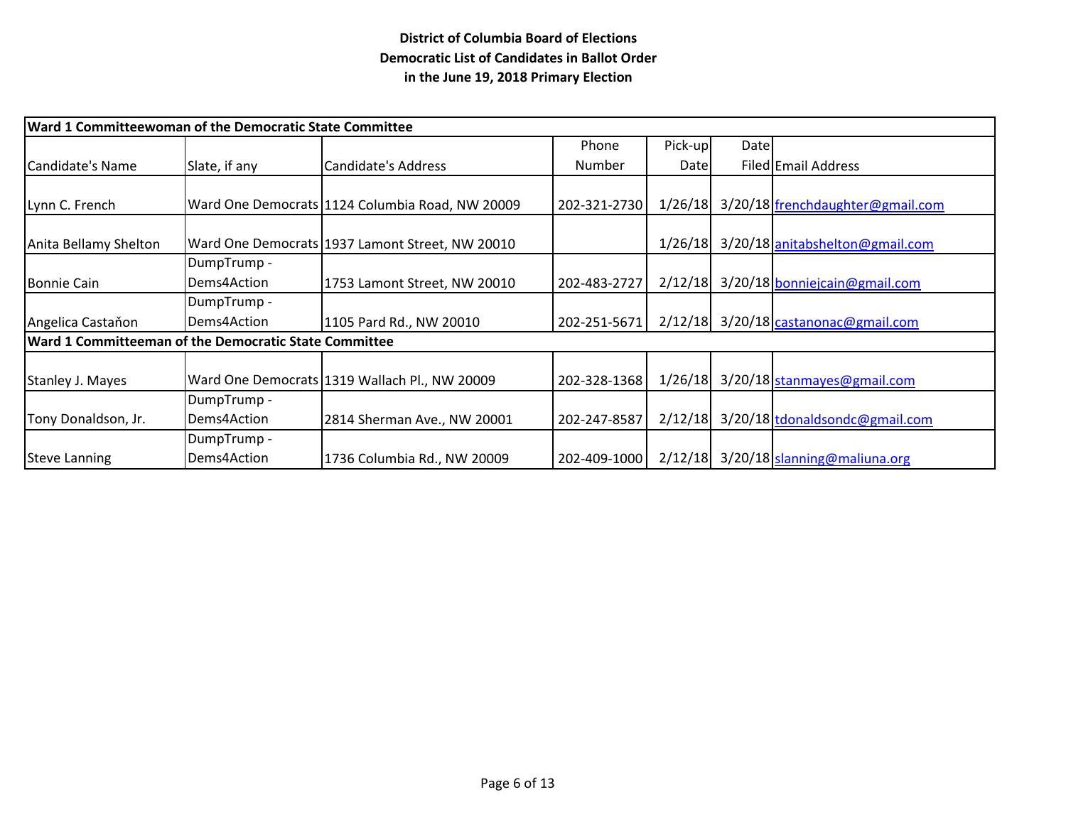**District of Columbia Board of Elections**
**Democratic List of Candidates in Ballot Order**
**in the June 19, 2018 Primary Election**

| **Ward 1 Committeewoman of the Democratic State Committee** | | | | | | |
|---|---|---|---|---|---|---|
| Candidate's Name | Slate, if any | Candidate's Address | Phone Number | Pick-up Date | Date Filed | Email Address |
| Lynn C. French | Ward One Democrats | 1124 Columbia Road, NW 20009 | 202-321-2730 | 1/26/18 | 3/20/18 | frenchdaughter@gmail.com |
| Anita Bellamy Shelton | Ward One Democrats | 1937 Lamont Street, NW 20010 | | 1/26/18 | 3/20/18 | anitabshelton@gmail.com |
| Bonnie Cain | DumpTrump - Dems4Action | 1753 Lamont Street, NW 20010 | 202-483-2727 | 2/12/18 | 3/20/18 | bonniejcain@gmail.com |
| Angelica Castaňon | DumpTrump - Dems4Action | 1105 Pard Rd., NW 20010 | 202-251-5671 | 2/12/18 | 3/20/18 | castanonac@gmail.com |
| **Ward 1 Committeeman of the Democratic State Committee** | | | | | | |
| Stanley J. Mayes | Ward One Democrats | 1319 Wallach Pl., NW 20009 | 202-328-1368 | 1/26/18 | 3/20/18 | stanmayes@gmail.com |
| Tony Donaldson, Jr. | DumpTrump - Dems4Action | 2814 Sherman Ave., NW 20001 | 202-247-8587 | 2/12/18 | 3/20/18 | tdonaldsondc@gmail.com |
| Steve Lanning | DumpTrump - Dems4Action | 1736 Columbia Rd., NW 20009 | 202-409-1000 | 2/12/18 | 3/20/18 | slanning@maliuna.org |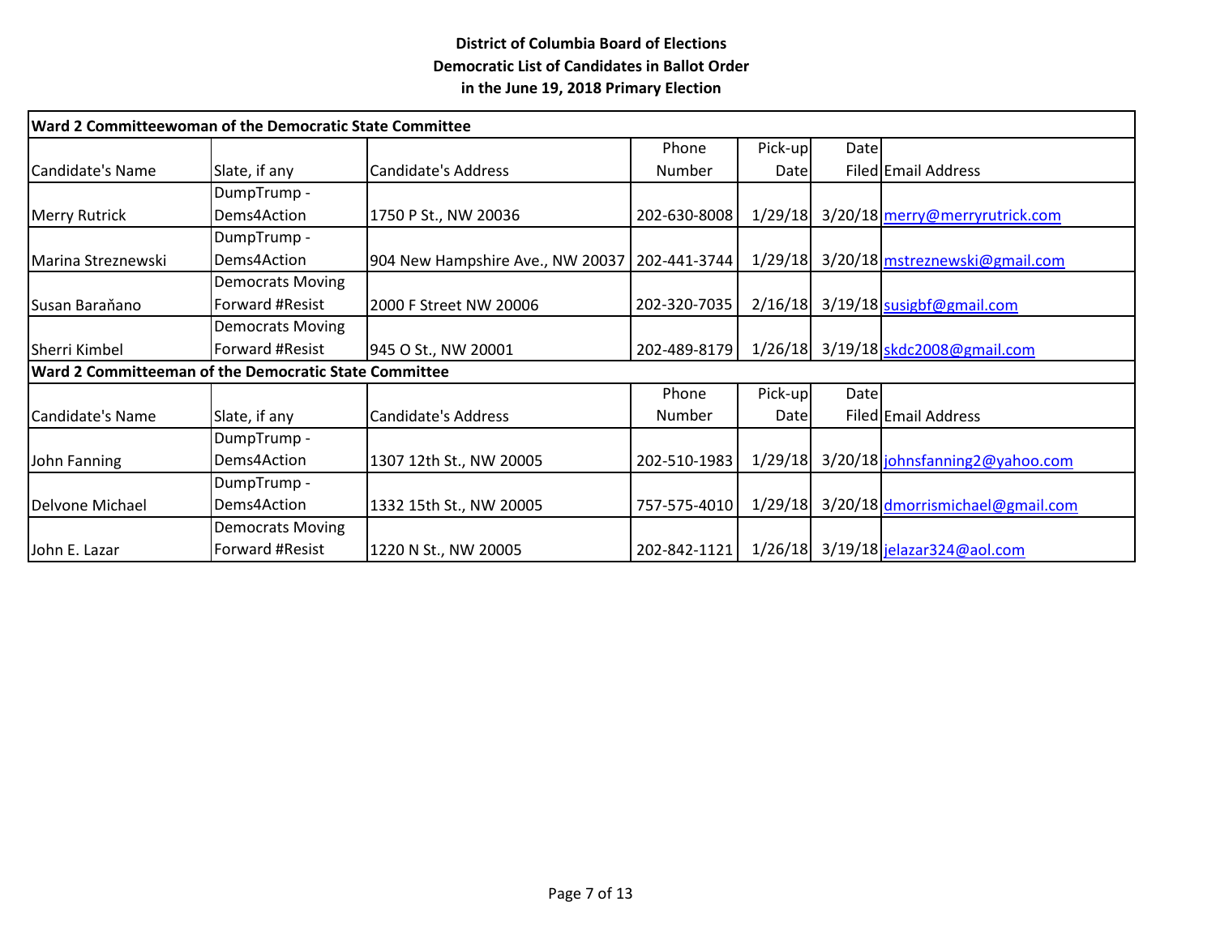**District of Columbia Board of Elections**
**Democratic List of Candidates in Ballot Order**
**in the June 19, 2018 Primary Election**

| **Ward 2 Committeewoman of the Democratic State Committee** | | | | | | |
|---|---|---|---|---|---|---|
| Candidate's Name | Slate, if any | Candidate's Address | Phone Number | Pick-up Date | Date Filed | Email Address |
| Merry Rutrick | DumpTrump - Dems4Action | 1750 P St., NW 20036 | 202-630-8008 | 1/29/18 | 3/20/18 | merry@merryrutrick.com |
| Marina Streznewski | DumpTrump - Dems4Action | 904 New Hampshire Ave., NW 20037 | 202-441-3744 | 1/29/18 | 3/20/18 | mstreznewski@gmail.com |
| Susan Baraňano | Democrats Moving Forward #Resist | 2000 F Street NW 20006 | 202-320-7035 | 2/16/18 | 3/19/18 | susigbf@gmail.com |
| Sherri Kimbel | Democrats Moving Forward #Resist | 945 O St., NW 20001 | 202-489-8179 | 1/26/18 | 3/19/18 | skdc2008@gmail.com |
| **Ward 2 Committeeman of the Democratic State Committee** | | | | | | |
| Candidate's Name | Slate, if any | Candidate's Address | Phone Number | Pick-up Date | Date Filed | Email Address |
| John Fanning | DumpTrump - Dems4Action | 1307 12th St., NW 20005 | 202-510-1983 | 1/29/18 | 3/20/18 | johnsfanning2@yahoo.com |
| Delvone Michael | DumpTrump - Dems4Action | 1332 15th St., NW 20005 | 757-575-4010 | 1/29/18 | 3/20/18 | dmorrismichael@gmail.com |
| John E. Lazar | Democrats Moving Forward #Resist | 1220 N St., NW 20005 | 202-842-1121 | 1/26/18 | 3/19/18 | jelazar324@aol.com |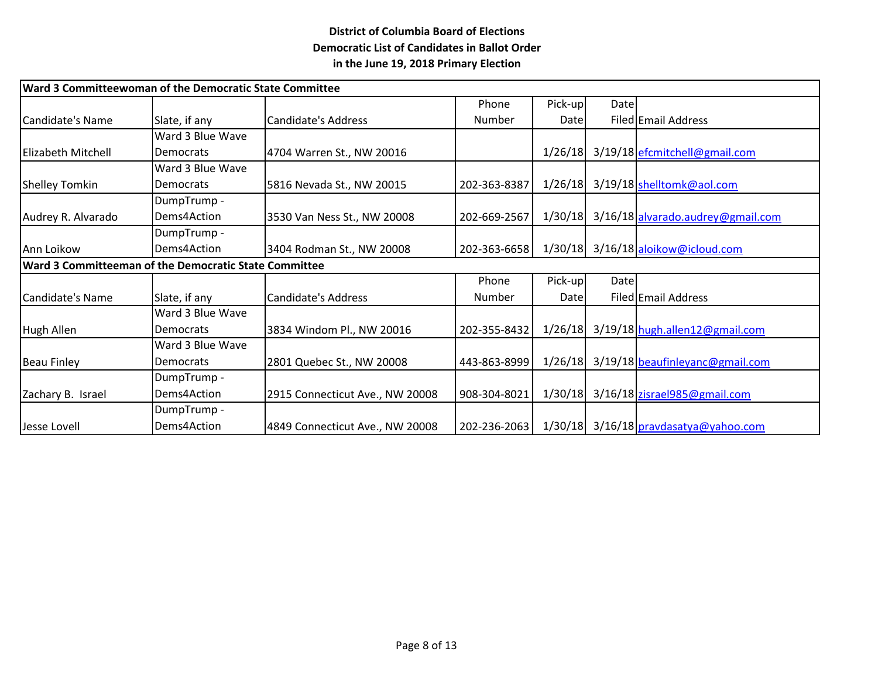**District of Columbia Board of Elections**
**Democratic List of Candidates in Ballot Order**
**in the June 19, 2018 Primary Election**

**Ward 3 Committeewoman of the Democratic State Committee**

| Candidate's Name | Slate, if any | Candidate's Address | Phone Number | Pick-up Date | Date Filed | Email Address |
|---|---|---|---|---|---|---|
| Elizabeth Mitchell | Ward 3 Blue Wave Democrats | 4704 Warren St., NW 20016 | | 1/26/18 | 3/19/18 | efcmitchell@gmail.com |
| Shelley Tomkin | Ward 3 Blue Wave Democrats | 5816 Nevada St., NW 20015 | 202-363-8387 | 1/26/18 | 3/19/18 | shelltomk@aol.com |
| Audrey R. Alvarado | DumpTrump - Dems4Action | 3530 Van Ness St., NW 20008 | 202-669-2567 | 1/30/18 | 3/16/18 | alvarado.audrey@gmail.com |
| Ann Loikow | DumpTrump - Dems4Action | 3404 Rodman St., NW 20008 | 202-363-6658 | 1/30/18 | 3/16/18 | aloikow@icloud.com |

**Ward 3 Committeeman of the Democratic State Committee**

| Candidate's Name | Slate, if any | Candidate's Address | Phone Number | Pick-up Date | Date Filed | Email Address |
|---|---|---|---|---|---|---|
| Hugh Allen | Ward 3 Blue Wave Democrats | 3834 Windom Pl., NW 20016 | 202-355-8432 | 1/26/18 | 3/19/18 | hugh.allen12@gmail.com |
| Beau Finley | Ward 3 Blue Wave Democrats | 2801 Quebec St., NW 20008 | 443-863-8999 | 1/26/18 | 3/19/18 | beaufinleyanc@gmail.com |
| Zachary B. Israel | DumpTrump - Dems4Action | 2915 Connecticut Ave., NW 20008 | 908-304-8021 | 1/30/18 | 3/16/18 | zisrael985@gmail.com |
| Jesse Lovell | DumpTrump - Dems4Action | 4849 Connecticut Ave., NW 20008 | 202-236-2063 | 1/30/18 | 3/16/18 | pravdasatya@yahoo.com |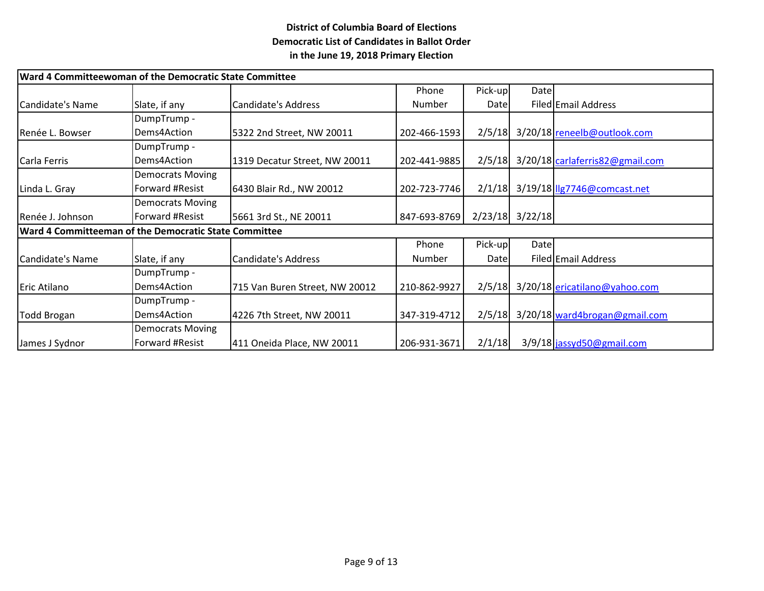**District of Columbia Board of Elections**
**Democratic List of Candidates in Ballot Order**
**in the June 19, 2018 Primary Election**

| **Ward 4 Committeewoman of the Democratic State Committee** | | | | | | |
|---|---|---|---|---|---|---|
| Candidate's Name | Slate, if any | Candidate's Address | Phone Number | Pick-up Date | Date Filed | Email Address |
| Renée L. Bowser | DumpTrump - Dems4Action | 5322 2nd Street, NW 20011 | 202-466-1593 | 2/5/18 | 3/20/18 | reneelb@outlook.com |
| Carla Ferris | DumpTrump - Dems4Action | 1319 Decatur Street, NW 20011 | 202-441-9885 | 2/5/18 | 3/20/18 | carlaferris82@gmail.com |
| Linda L. Gray | Democrats Moving Forward #Resist | 6430 Blair Rd., NW 20012 | 202-723-7746 | 2/1/18 | 3/19/18 | llg7746@comcast.net |
| Renée J. Johnson | Democrats Moving Forward #Resist | 5661 3rd St., NE 20011 | 847-693-8769 | 2/23/18 | 3/22/18 | |
| **Ward 4 Committeeman of the Democratic State Committee** | | | | | | |
| Candidate's Name | Slate, if any | Candidate's Address | Phone Number | Pick-up Date | Date Filed | Email Address |
| Eric Atilano | DumpTrump - Dems4Action | 715 Van Buren Street, NW 20012 | 210-862-9927 | 2/5/18 | 3/20/18 | ericatilano@yahoo.com |
| Todd Brogan | DumpTrump - Dems4Action | 4226 7th Street, NW 20011 | 347-319-4712 | 2/5/18 | 3/20/18 | ward4brogan@gmail.com |
| James J Sydnor | Democrats Moving Forward #Resist | 411 Oneida Place, NW 20011 | 206-931-3671 | 2/1/18 | 3/9/18 | jassyd50@gmail.com |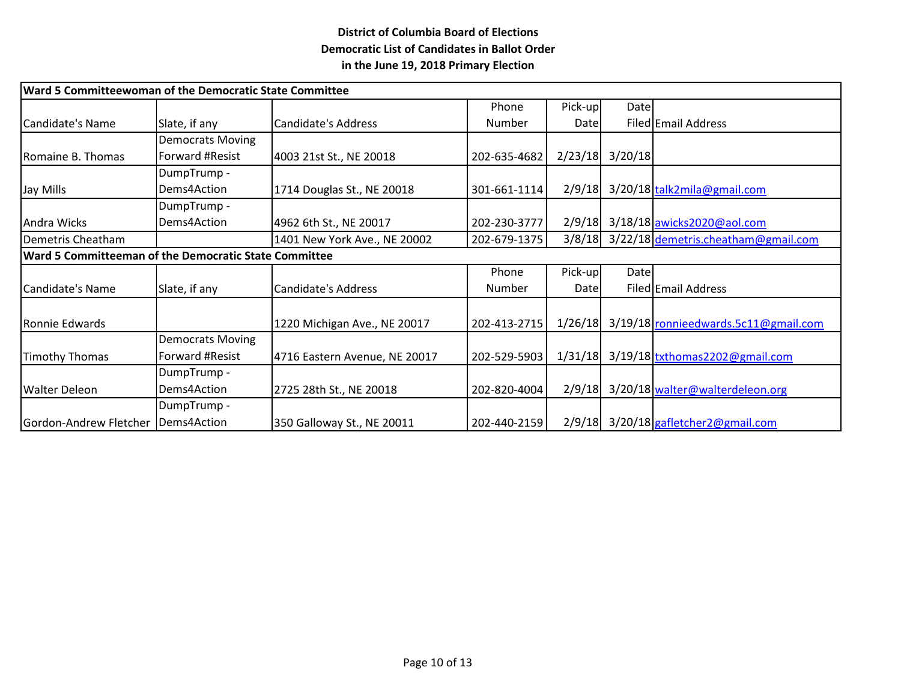**District of Columbia Board of Elections**
**Democratic List of Candidates in Ballot Order**
**in the June 19, 2018 Primary Election**

**Ward 5 Committeewoman of the Democratic State Committee**

| Candidate's Name | Slate, if any | Candidate's Address | Phone Number | Pick-up Date | Date Filed | Email Address |
|---|---|---|---|---|---|---|
| Romaine B. Thomas | Democrats Moving Forward #Resist | 4003 21st St., NE 20018 | 202-635-4682 | 2/23/18 | 3/20/18 | |
| Jay Mills | DumpTrump - Dems4Action | 1714 Douglas St., NE 20018 | 301-661-1114 | 2/9/18 | 3/20/18 | talk2mila@gmail.com |
| Andra Wicks | DumpTrump - Dems4Action | 4962 6th St., NE 20017 | 202-230-3777 | 2/9/18 | 3/18/18 | awicks2020@aol.com |
| Demetris Cheatham | | 1401 New York Ave., NE 20002 | 202-679-1375 | 3/8/18 | 3/22/18 | demetris.cheatham@gmail.com |

**Ward 5 Committeeman of the Democratic State Committee**

| Candidate's Name | Slate, if any | Candidate's Address | Phone Number | Pick-up Date | Date Filed | Email Address |
|---|---|---|---|---|---|---|
| Ronnie Edwards | | 1220 Michigan Ave., NE 20017 | 202-413-2715 | 1/26/18 | 3/19/18 | ronnieedwards.5c11@gmail.com |
| Timothy Thomas | Democrats Moving Forward #Resist | 4716 Eastern Avenue, NE 20017 | 202-529-5903 | 1/31/18 | 3/19/18 | txthomas2202@gmail.com |
| Walter Deleon | DumpTrump - Dems4Action | 2725 28th St., NE 20018 | 202-820-4004 | 2/9/18 | 3/20/18 | walter@walterdeleon.org |
| Gordon-Andrew Fletcher | DumpTrump - Dems4Action | 350 Galloway St., NE 20011 | 202-440-2159 | 2/9/18 | 3/20/18 | gafletcher2@gmail.com |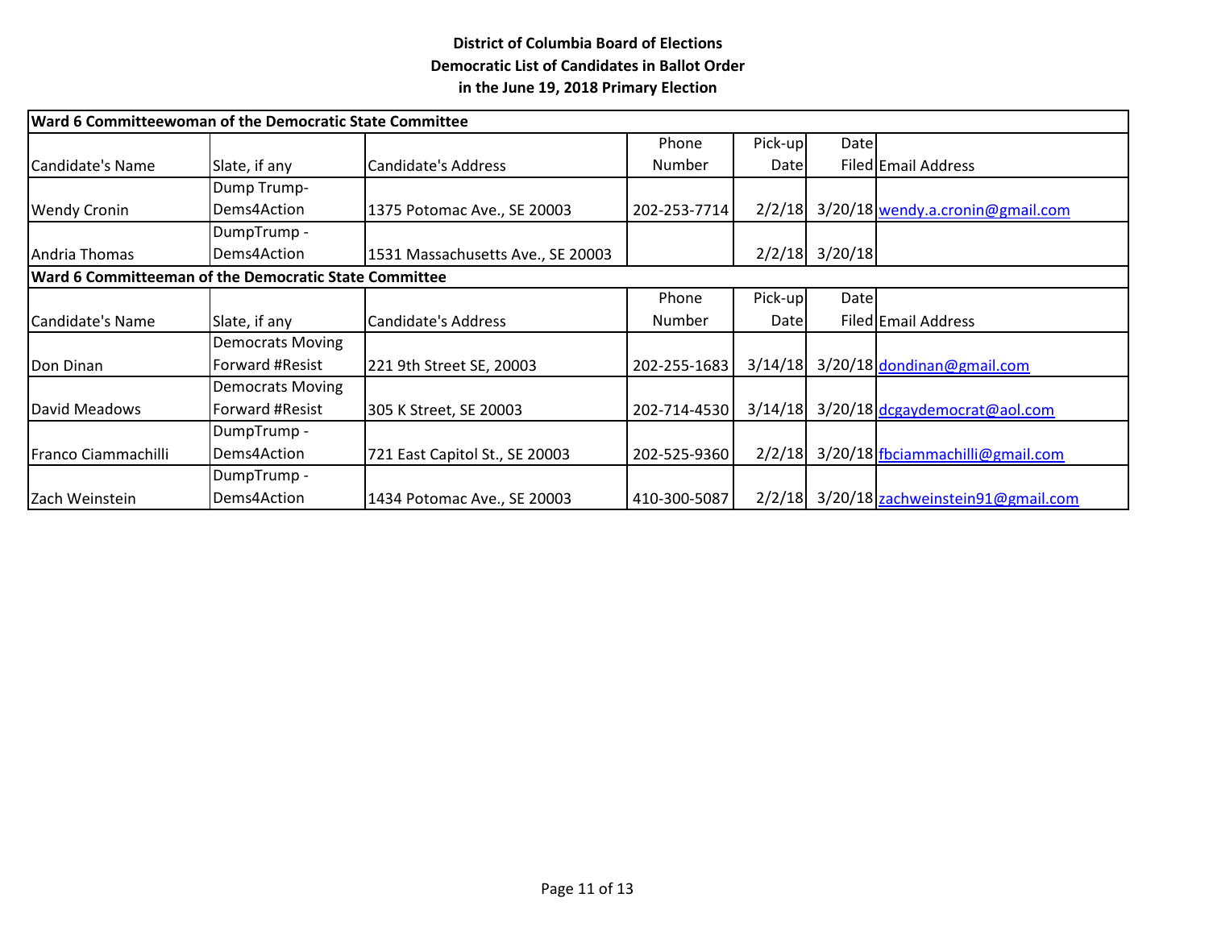**District of Columbia Board of Elections**
**Democratic List of Candidates in Ballot Order**
**in the June 19, 2018 Primary Election**

**Ward 6 Committeewoman of the Democratic State Committee**

| Candidate's Name | Slate, if any | Candidate's Address | Phone Number | Pick-up Date | Date Filed | Email Address |
|---|---|---|---|---|---|---|
| Wendy Cronin | Dump Trump-Dems4Action | 1375 Potomac Ave., SE 20003 | 202-253-7714 | 2/2/18 | 3/20/18 | wendy.a.cronin@gmail.com |
| Andria Thomas | DumpTrump - Dems4Action | 1531 Massachusetts Ave., SE 20003 | | 2/2/18 | 3/20/18 | |

**Ward 6 Committeeman of the Democratic State Committee**

| Candidate's Name | Slate, if any | Candidate's Address | Phone Number | Pick-up Date | Date Filed | Email Address |
|---|---|---|---|---|---|---|
| Don Dinan | Democrats Moving Forward #Resist | 221 9th Street SE, 20003 | 202-255-1683 | 3/14/18 | 3/20/18 | dondinan@gmail.com |
| David Meadows | Democrats Moving Forward #Resist | 305 K Street, SE 20003 | 202-714-4530 | 3/14/18 | 3/20/18 | dcgaydemocrat@aol.com |
| Franco Ciammachilli | DumpTrump - Dems4Action | 721 East Capitol St., SE 20003 | 202-525-9360 | 2/2/18 | 3/20/18 | fbciammachilli@gmail.com |
| Zach Weinstein | DumpTrump - Dems4Action | 1434 Potomac Ave., SE 20003 | 410-300-5087 | 2/2/18 | 3/20/18 | zachweinstein91@gmail.com |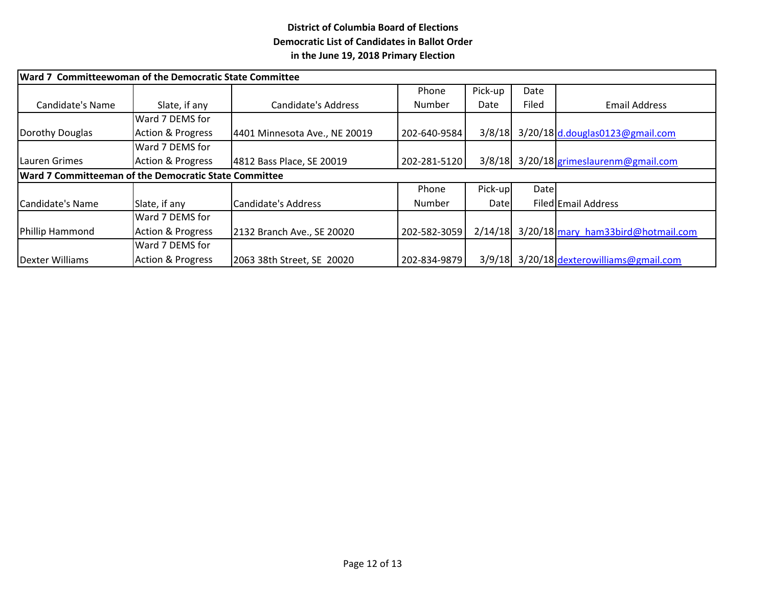**District of Columbia Board of Elections**
**Democratic List of Candidates in Ballot Order**
**in the June 19, 2018 Primary Election**

| **Ward 7 Committeewoman of the Democratic State Committee** | | | | | | |
|---|---|---|---|---|---|---|
| Candidate's Name | Slate, if any | Candidate's Address | Phone Number | Pick-up Date | Date Filed | Email Address |
| Dorothy Douglas | Ward 7 DEMS for Action & Progress | 4401 Minnesota Ave., NE 20019 | 202-640-9584 | 3/8/18 | 3/20/18 | d.douglas0123@gmail.com |
| Lauren Grimes | Ward 7 DEMS for Action & Progress | 4812 Bass Place, SE 20019 | 202-281-5120 | 3/8/18 | 3/20/18 | grimeslaurenm@gmail.com |
| **Ward 7 Committeeman of the Democratic State Committee** | | | | | | |
| Candidate's Name | Slate, if any | Candidate's Address | Phone Number | Pick-up Date | Date Filed | Email Address |
| Phillip Hammond | Ward 7 DEMS for Action & Progress | 2132 Branch Ave., SE 20020 | 202-582-3059 | 2/14/18 | 3/20/18 | mary_ham33bird@hotmail.com |
| Dexter Williams | Ward 7 DEMS for Action & Progress | 2063 38th Street, SE 20020 | 202-834-9879 | 3/9/18 | 3/20/18 | dexterowilliams@gmail.com |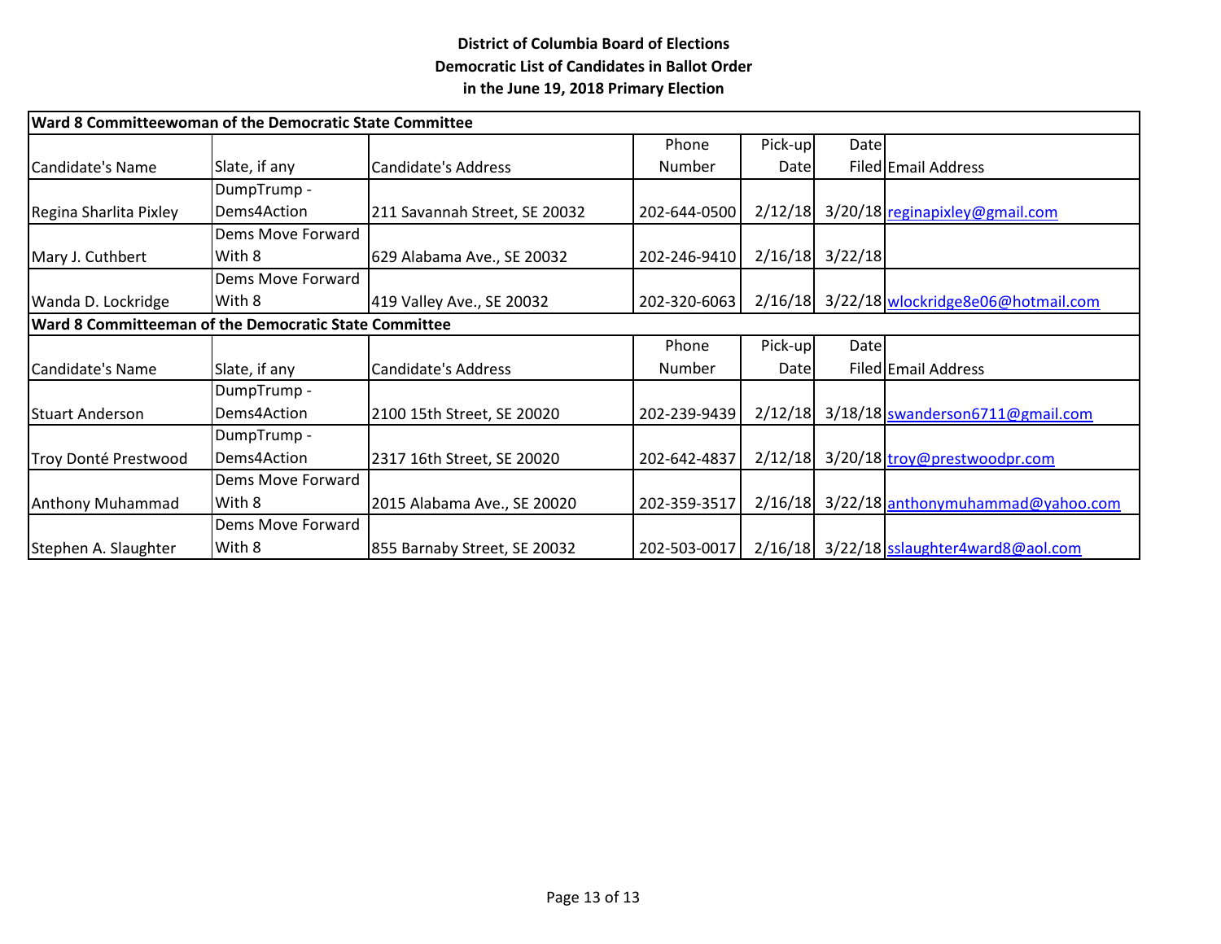**District of Columbia Board of Elections**
**Democratic List of Candidates in Ballot Order**
**in the June 19, 2018 Primary Election**

**Ward 8 Committeewoman of the Democratic State Committee**

| Candidate's Name | Slate, if any | Candidate's Address | Phone Number | Pick-up Date | Date Filed | Email Address |
|---|---|---|---|---|---|---|
| Regina Sharlita Pixley | DumpTrump - Dems4Action | 211 Savannah Street, SE 20032 | 202-644-0500 | 2/12/18 | 3/20/18 | reginapixley@gmail.com |
| Mary J. Cuthbert | Dems Move Forward With 8 | 629 Alabama Ave., SE 20032 | 202-246-9410 | 2/16/18 | 3/22/18 | |
| Wanda D. Lockridge | Dems Move Forward With 8 | 419 Valley Ave., SE 20032 | 202-320-6063 | 2/16/18 | 3/22/18 | wlockridge8e06@hotmail.com |

**Ward 8 Committeeman of the Democratic State Committee**

| Candidate's Name | Slate, if any | Candidate's Address | Phone Number | Pick-up Date | Date Filed | Email Address |
|---|---|---|---|---|---|---|
| Stuart Anderson | DumpTrump - Dems4Action | 2100 15th Street, SE 20020 | 202-239-9439 | 2/12/18 | 3/18/18 | swanderson6711@gmail.com |
| Troy Donté Prestwood | DumpTrump - Dems4Action | 2317 16th Street, SE 20020 | 202-642-4837 | 2/12/18 | 3/20/18 | troy@prestwoodpr.com |
| Anthony Muhammad | Dems Move Forward With 8 | 2015 Alabama Ave., SE 20020 | 202-359-3517 | 2/16/18 | 3/22/18 | anthonymuhammad@yahoo.com |
| Stephen A. Slaughter | Dems Move Forward With 8 | 855 Barnaby Street, SE 20032 | 202-503-0017 | 2/16/18 | 3/22/18 | sslaughter4ward8@aol.com |